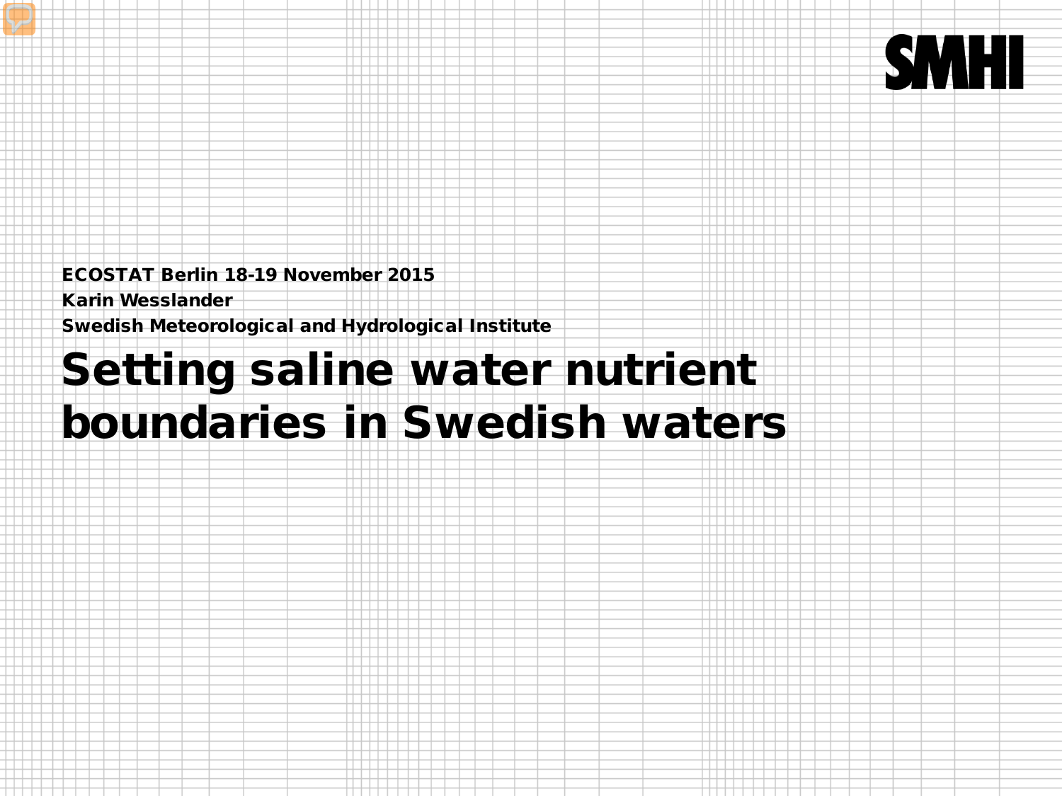**ECOSTAT Berlin 18-19 November 2015**

**Karin Wesslander**

**Swedish Meteorological and Hydrological Institute**

# Setting saline water nutrient boundaries in Swedish waters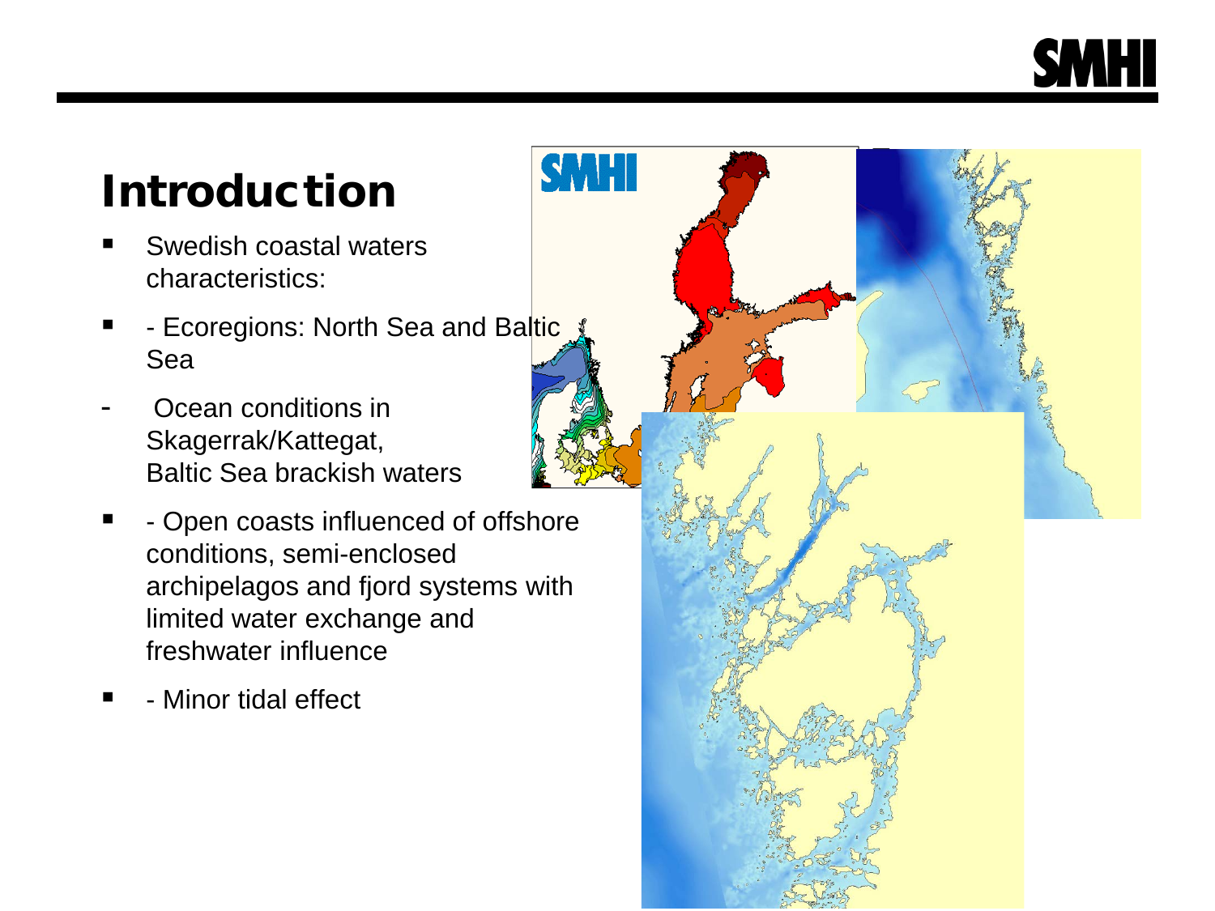# Introduction

- Swedish coastal waters characteristics:
- - Ecoregions: North Sea and Baltic Sea
- Ocean conditions in Skagerrak/Kattegat, Baltic Sea brackish waters
- - Open coasts influenced of offshore conditions, semi-enclosed archipelagos and fjord systems with limited water exchange and freshwater influence
- - Minor tidal effect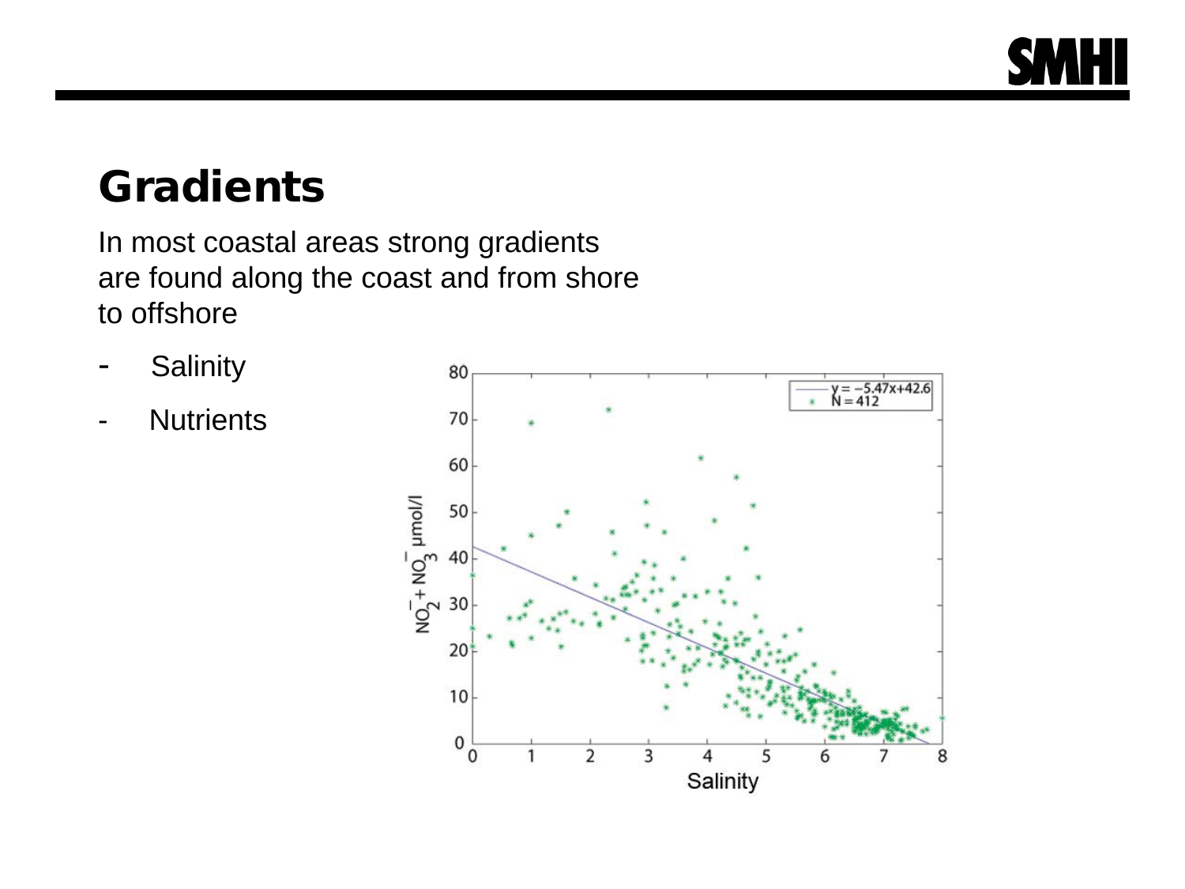# Gradients

In most coastal areas strong gradients are found along the coast and from shore to offshore

- Salinity
- Nutrients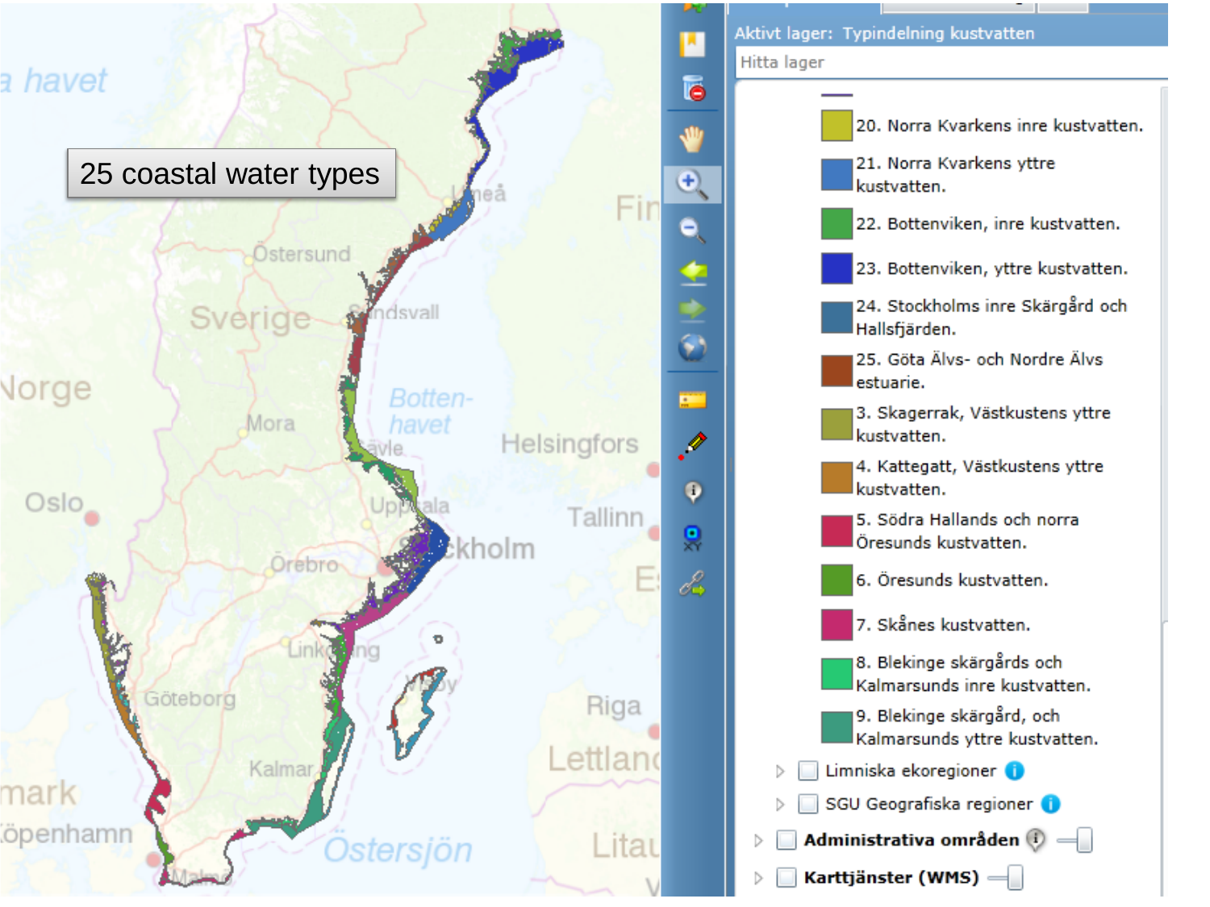25 coastal water types

Aktivt lager: Typindelning kustvatten

Hitta lager

- 20. Norra Kvarkens inre kustvatten.
- 21. Norra Kvarkens yttre kustvatten.
- 22. Bottenviken, inre kustvatten.
- 23. Bottenviken, yttre kustvatten.
- 24. Stockholms inre Skärgård och Hallsfjärden.
- 25. Göta Älvs- och Nordre Älvs estuarie.
- 3. Skagerrak, Västkustens yttre kustvatten.
- 4. Kattegatt, Västkustens yttre kustvatten.
- 5. Södra Hallands och norra Öresunds kustvatten.
- 6. Öresunds kustvatten.
- 7. Skånes kustvatten.
- 8. Blekinge skärgårds och Kalmarsunds inre kustvatten.
- 9. Blekinge skärgård, och Kalmarsunds yttre kustvatten.

Limniska ekoregioner

SGU Geografiska regioner

**Administrativa områden**

**Karttjänster (WMS)**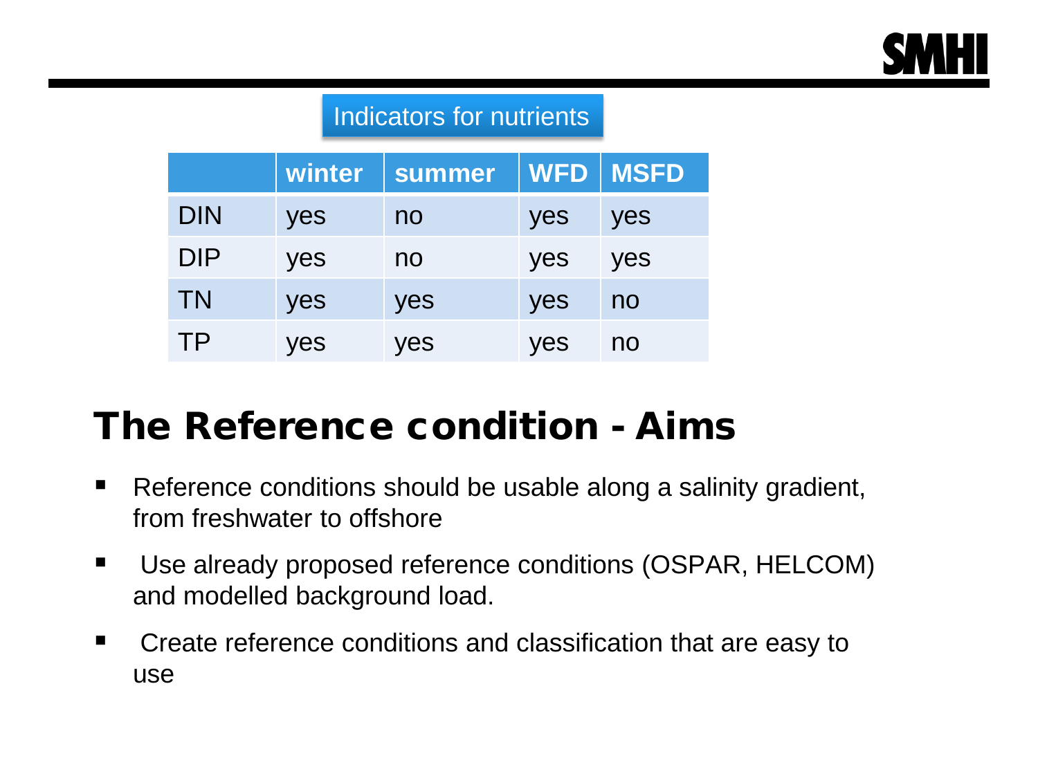Indicators for nutrients

| | winter | summer | WFD | MSFD |
|---|---|---|---|---|
| DIN | yes | no | yes | yes |
| DIP | yes | no | yes | yes |
| TN | yes | yes | yes | no |
| TP | yes | yes | yes | no |

# The Reference condition - Aims

- Reference conditions should be usable along a salinity gradient, from freshwater to offshore
- Use already proposed reference conditions (OSPAR, HELCOM) and modelled background load.
- Create reference conditions and classification that are easy to use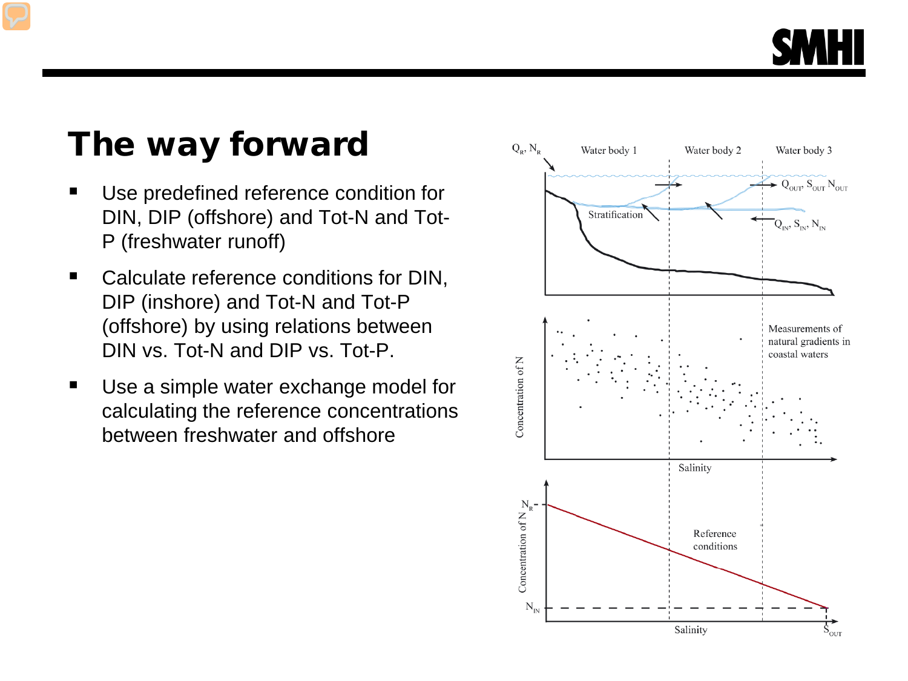# The way forward

- Use predefined reference condition for DIN, DIP (offshore) and Tot-N and Tot-P (freshwater runoff)
- Calculate reference conditions for DIN, DIP (inshore) and Tot-N and Tot-P (offshore) by using relations between DIN vs. Tot-N and DIP vs. Tot-P.
- Use a simple water exchange model for calculating the reference concentrations between freshwater and offshore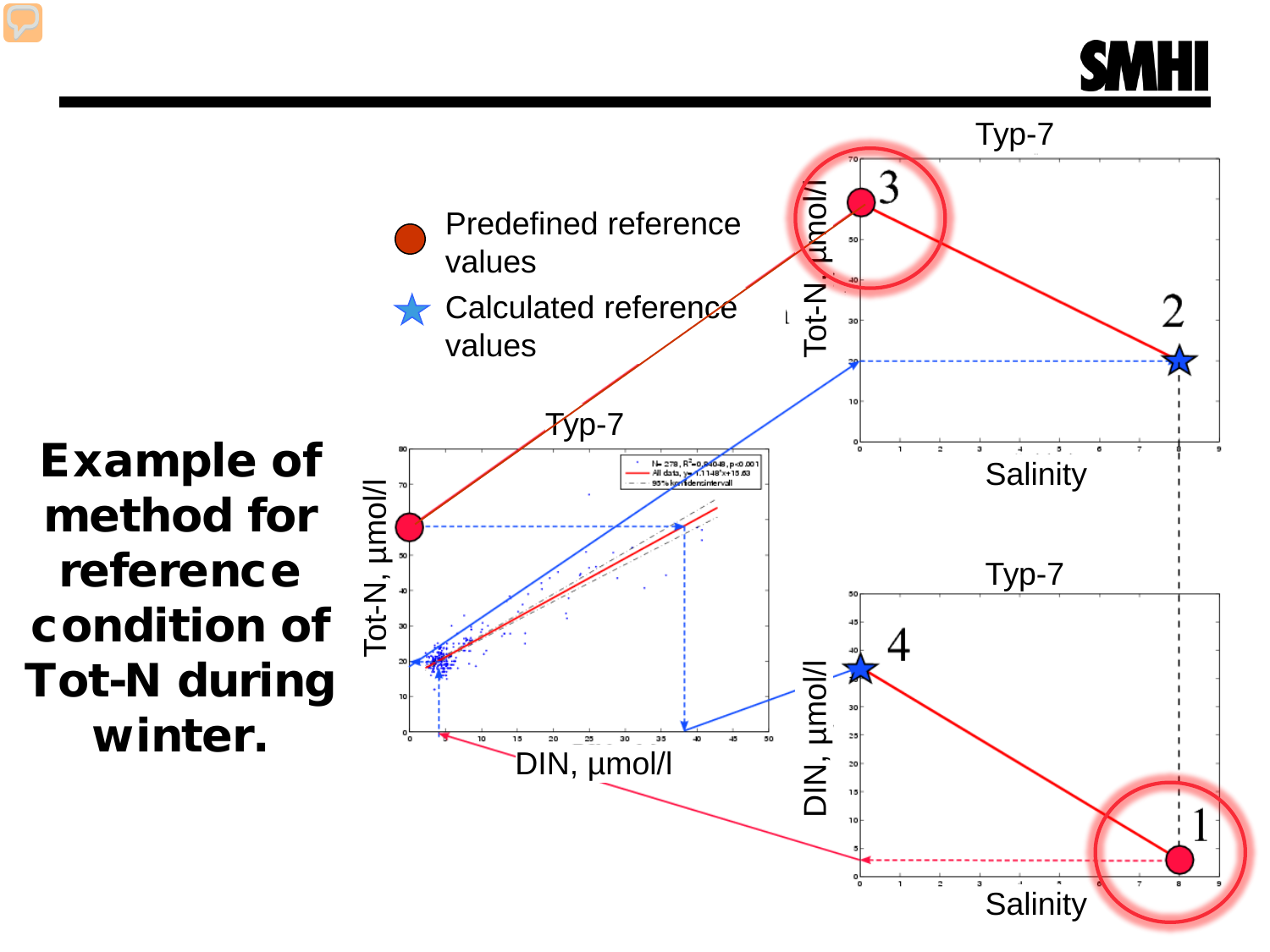# Example of method for reference condition of Tot-N during winter.

Predefined reference values

Calculated reference values

Typ-7

Tot-N, µmol/l

Salinity

Typ-7

Tot-N, µmol/l

DIN, µmol/l

Typ-7

DIN, µmol/l

Salinity

1

2

3

4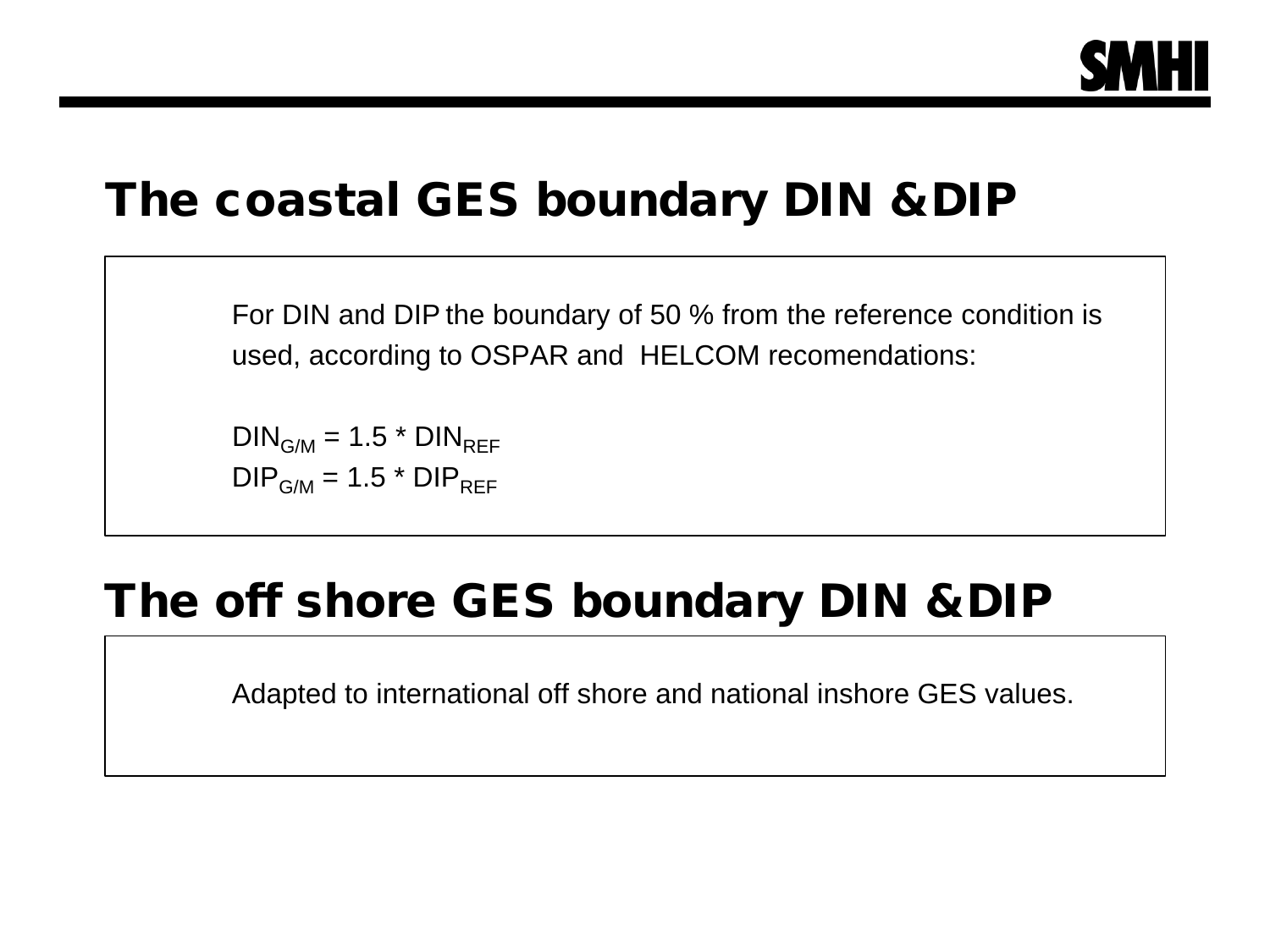## The coastal GES boundary DIN &DIP

For DIN and DIP the boundary of 50 % from the reference condition is used, according to OSPAR and HELCOM recomendations:

$DIN_{G/M} = 1.5 * DIN_{REF}$
$DIP_{G/M} = 1.5 * DIP_{REF}$

## The off shore GES boundary DIN &DIP

Adapted to international off shore and national inshore GES values.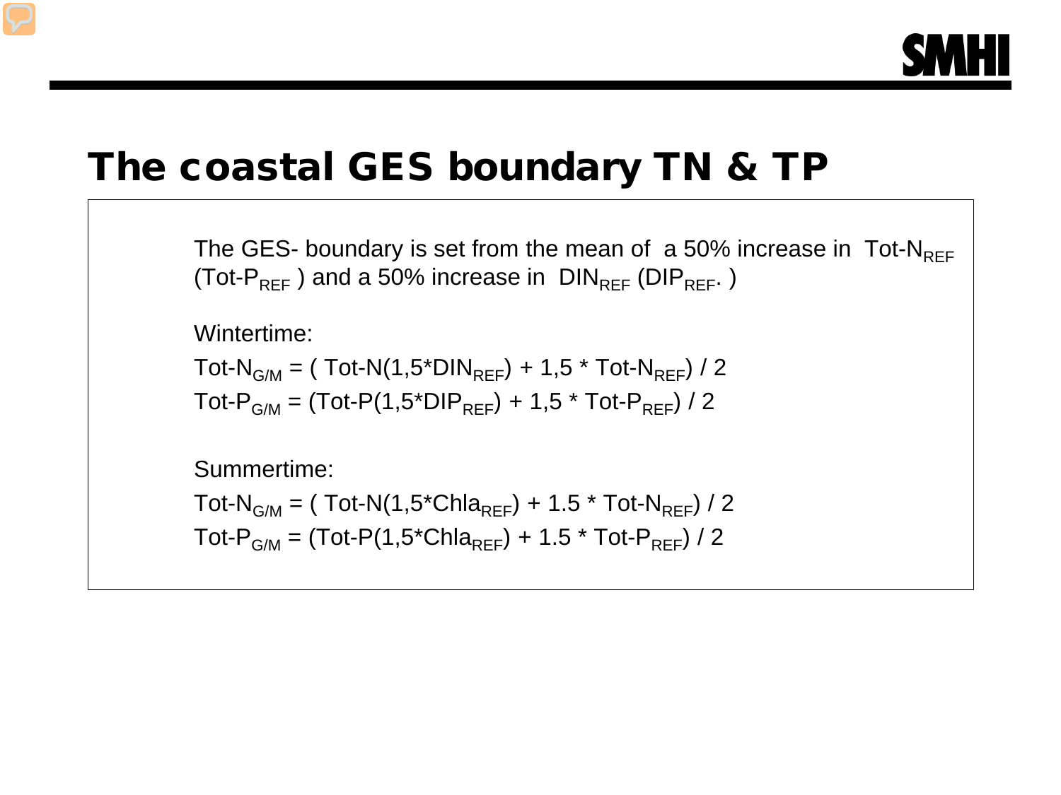# The coastal GES boundary TN & TP

The GES- boundary is set from the mean of a 50% increase in $\text{Tot-N}_{REF}$ ($\text{Tot-P}_{REF}$ ) and a 50% increase in $\text{DIN}_{REF}$ ($\text{DIP}_{REF}$. )

Wintertime:

$\text{Tot-N}_{G/M}$ = ( Tot-N(1,5*$\text{DIN}_{REF}$) + 1,5 * $\text{Tot-N}_{REF}$) / 2

$\text{Tot-P}_{G/M}$ = (Tot-P(1,5*$\text{DIP}_{REF}$) + 1,5 * $\text{Tot-P}_{REF}$) / 2

Summertime:

$\text{Tot-N}_{G/M}$ = ( Tot-N(1,5*$\text{Chla}_{REF}$) + 1.5 * $\text{Tot-N}_{REF}$) / 2

$\text{Tot-P}_{G/M}$ = (Tot-P(1,5*$\text{Chla}_{REF}$) + 1.5 * $\text{Tot-P}_{REF}$) / 2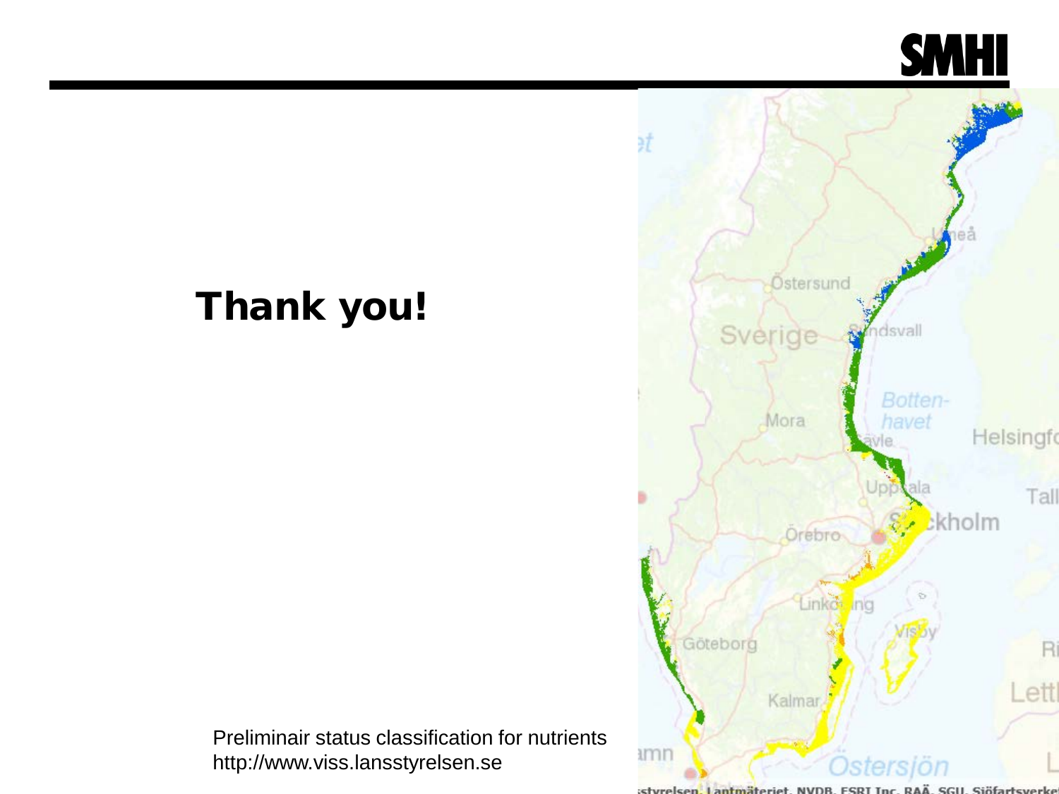# Thank you!

Preliminair status classification for nutrients
http://www.viss.lansstyrelsen.se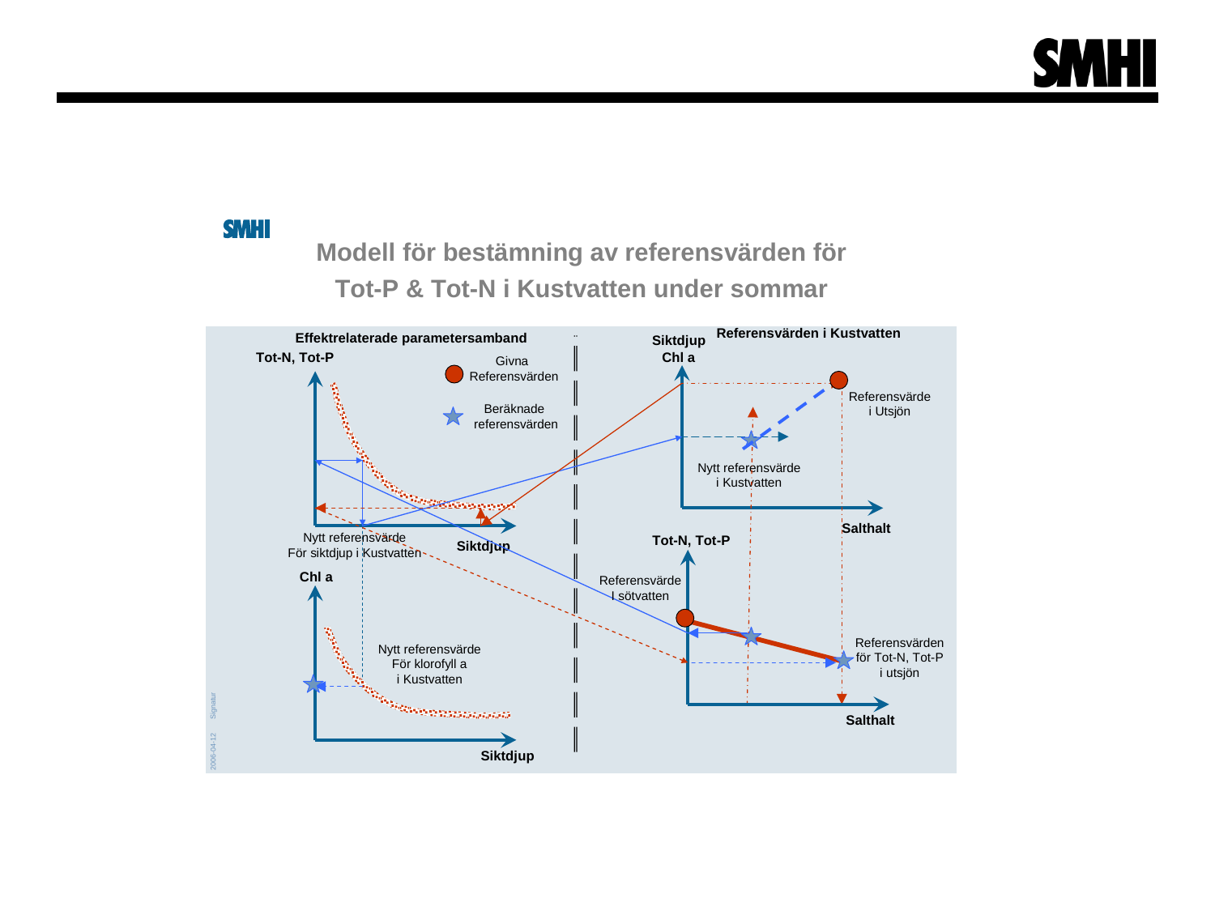## Modell för bestämning av referensvärden för Tot-P & Tot-N i Kustvatten under sommar

Effektrelaterade parametersamband

Tot-N, Tot-P

Givna Referensvärden

Beräknade referensvärden

Nytt referensvärde För siktdjup i Kustvatten

Siktdjup

Chl a

Nytt referensvärde För klorofyll a i Kustvatten

Siktdjup

Referensvärden i Kustvatten

Siktdjup Chl a

Referensvärde i Utsjön

Nytt referensvärde i Kustvatten

Salthalt

Tot-N, Tot-P

Referensvärde I sötvatten

Referensvärden för Tot-N, Tot-P i utsjön

Salthalt